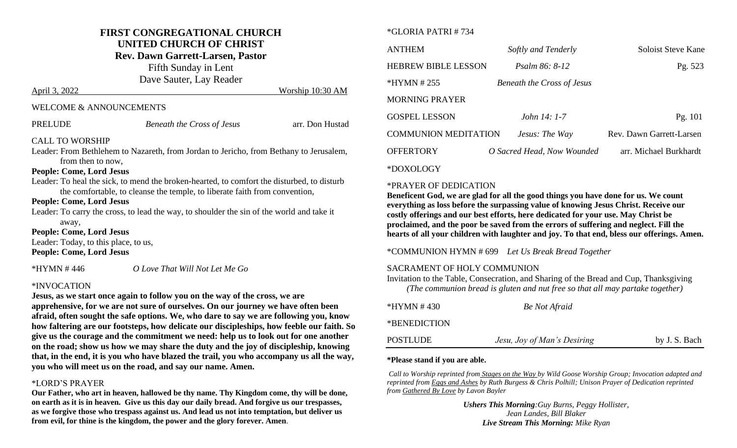# FIRST CONGREGATIONAL CHURCH

## UNITED CHURCH OF CHRIST

**Rev. Dawn Garrett-Larsen, Pastor**

Fifth Sunday in Lent

Dave Sauter, Lay Reader

April 3, 2022 Worship 10:30 AM

WELCOME & ANNOUNCEMENTS

PRELUDE *Beneath the Cross of Jesus* arr. Don Hustad

CALL TO WORSHIP

Leader: From Bethlehem to Nazareth, from Jordan to Jericho, from Bethany to Jerusalem, from then to now,

**People: Come, Lord Jesus**

Leader: To heal the sick, to mend the broken-hearted, to comfort the disturbed, to disturb the comfortable, to cleanse the temple, to liberate faith from convention,

**People: Come, Lord Jesus**

Leader: To carry the cross, to lead the way, to shoulder the sin of the world and take it away,

**People: Come, Lord Jesus**

Leader: Today, to this place, to us,

**People: Come, Lord Jesus**

*HYMN # 446 *O Love That Will Not Let Me Go*

*INVOCATION

**Jesus, as we start once again to follow you on the way of the cross, we are apprehensive, for we are not sure of ourselves. On our journey we have often been afraid, often sought the safe options. We, who dare to say we are following you, know how faltering are our footsteps, how delicate our discipleships, how feeble our faith. So give us the courage and the commitment we need: help us to look out for one another on the road; show us how we may share the duty and the joy of discipleship, knowing that, in the end, it is you who have blazed the trail, you who accompany us all the way, you who will meet us on the road, and say our name. Amen.**

*LORD'S PRAYER

**Our Father, who art in heaven, hallowed be thy name. Thy Kingdom come, thy will be done, on earth as it is in heaven. Give us this day our daily bread. And forgive us our trespasses, as we forgive those who trespass against us. And lead us not into temptation, but deliver us from evil, for thine is the kingdom, the power and the glory forever. Amen**.

*GLORIA PATRI # 734

ANTHEM *Softly and Tenderly* Soloist Steve Kane

HEBREW BIBLE LESSON *Psalm 86: 8-12* Pg. 523

*HYMN # 255 *Beneath the Cross of Jesus*

MORNING PRAYER

GOSPEL LESSON *John 14: 1-7* Pg. 101

COMMUNION MEDITATION *Jesus: The Way* Rev. Dawn Garrett-Larsen

OFFERTORY *O Sacred Head, Now Wounded* arr. Michael Burkhardt

*DOXOLOGY

*PRAYER OF DEDICATION

**Beneficent God, we are glad for all the good things you have done for us. We count everything as loss before the surpassing value of knowing Jesus Christ. Receive our costly offerings and our best efforts, here dedicated for your use. May Christ be proclaimed, and the poor be saved from the errors of suffering and neglect. Fill the hearts of all your children with laughter and joy. To that end, bless our offerings. Amen.**

*COMMUNION HYMN # 699 *Let Us Break Bread Together*

SACRAMENT OF HOLY COMMUNION

Invitation to the Table, Consecration, and Sharing of the Bread and Cup, Thanksgiving

*(The communion bread is gluten and nut free so that all may partake together)*

*HYMN # 430 *Be Not Afraid*

*BENEDICTION

POSTLUDE *Jesu, Joy of Man's Desiring* by J. S. Bach

**\*Please stand if you are able.**

*Call to Worship reprinted from Stages on the Way by Wild Goose Worship Group; Invocation adapted and reprinted from Eggs and Ashes by Ruth Burgess & Chris Polhill; Unison Prayer of Dedication reprinted from Gathered By Love by Lavon Bayler*

***Ushers This Morning:*** *Guy Burns, Peggy Hollister, Jean Landes, Bill Blaker*

***Live Stream This Morning:*** *Mike Ryan*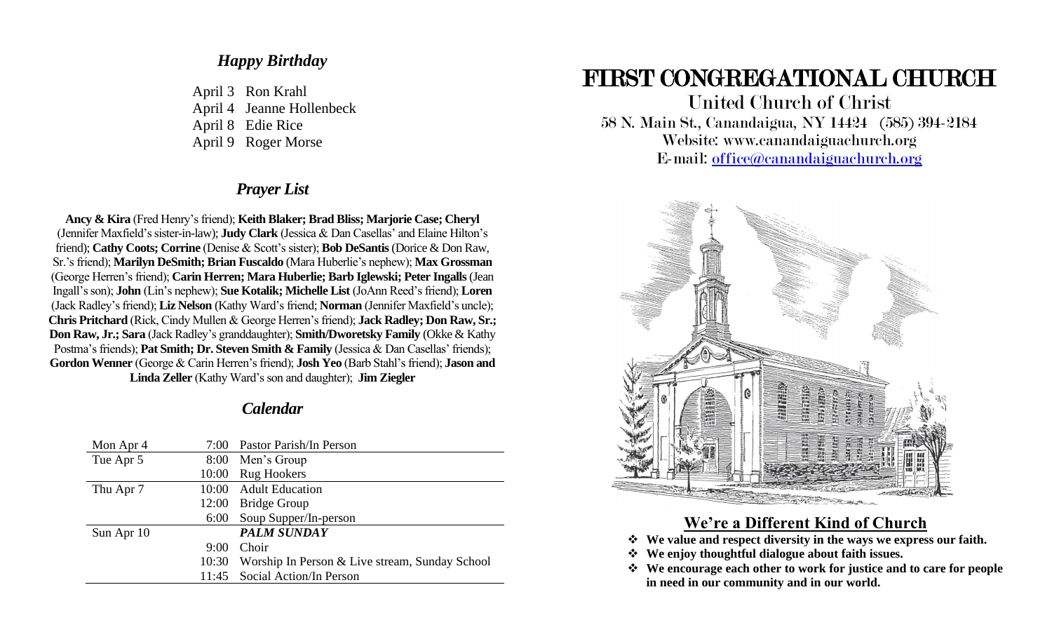## *Happy Birthday*

April 3 Ron Krahl
April 4 Jeanne Hollenbeck
April 8 Edie Rice
April 9 Roger Morse

## *Prayer List*

**Ancy & Kira** (Fred Henry's friend); **Keith Blaker; Brad Bliss; Marjorie Case; Cheryl** (Jennifer Maxfield's sister-in-law); **Judy Clark** (Jessica & Dan Casellas' and Elaine Hilton's friend); **Cathy Coots; Corrine** (Denise & Scott's sister); **Bob DeSantis** (Dorice & Don Raw, Sr.'s friend); **Marilyn DeSmith; Brian Fuscaldo** (Mara Huberlie's nephew); **Max Grossman** (George Herren's friend); **Carin Herren; Mara Huberlie; Barb Iglewski; Peter Ingalls** (Jean Ingall's son); **John** (Lin's nephew); **Sue Kotalik; Michelle List** (JoAnn Reed's friend); **Loren** (Jack Radley's friend); **Liz Nelson** (Kathy Ward's friend; **Norman** (Jennifer Maxfield's uncle); **Chris Pritchard** (Rick, Cindy Mullen & George Herren's friend); **Jack Radley; Don Raw, Sr.; Don Raw, Jr.; Sara** (Jack Radley's granddaughter); **Smith/Dworetsky Family** (Okke & Kathy Postma's friends); **Pat Smith; Dr. Steven Smith & Family** (Jessica & Dan Casellas' friends); **Gordon Wenner** (George & Carin Herren's friend); **Josh Yeo** (Barb Stahl's friend); **Jason and Linda Zeller** (Kathy Ward's son and daughter); **Jim Ziegler**

## *Calendar*

| | | |
|---|---|---|
| Mon Apr 4 | 7:00 | Pastor Parish/In Person |
| Tue Apr 5 | 8:00 | Men's Group |
| | 10:00 | Rug Hookers |
| Thu Apr 7 | 10:00 | Adult Education |
| | 12:00 | Bridge Group |
| | 6:00 | Soup Supper/In-person |
| Sun Apr 10 | | ***PALM SUNDAY*** |
| | 9:00 | Choir |
| | 10:30 | Worship In Person & Live stream, Sunday School |
| | 11:45 | Social Action/In Person |

# FIRST CONGREGATIONAL CHURCH

United Church of Christ
58 N. Main St., Canandaigua, NY 14424 (585) 394-2184
Website: www.canandaiguachurch.org
E-mail: office@canandaiguachurch.org

## We're a Different Kind of Church

- **We value and respect diversity in the ways we express our faith.**
- **We enjoy thoughtful dialogue about faith issues.**
- **We encourage each other to work for justice and to care for people in need in our community and in our world.**